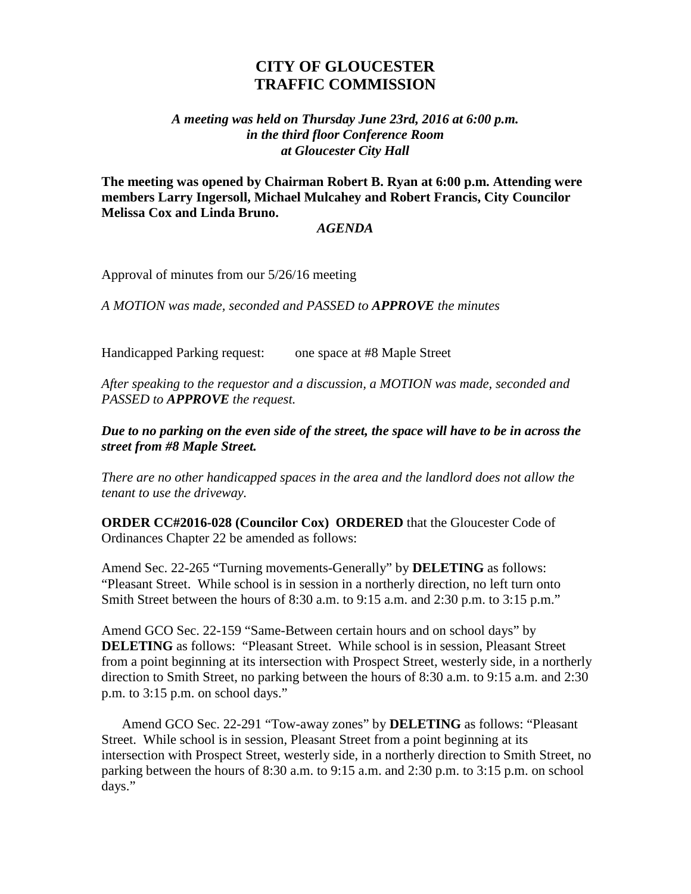# CITY OF GLOUCESTER
# TRAFFIC COMMISSION

***A meeting was held on Thursday June 23rd, 2016 at 6:00 p.m.***
***in the third floor Conference Room***
***at Gloucester City Hall***

**The meeting was opened by Chairman Robert B. Ryan at 6:00 p.m. Attending were members Larry Ingersoll, Michael Mulcahey and Robert Francis, City Councilor Melissa Cox and Linda Bruno.**

***AGENDA***

Approval of minutes from our 5/26/16 meeting

*A MOTION was made, seconded and PASSED to **APPROVE** the minutes*

Handicapped Parking request: one space at #8 Maple Street

*After speaking to the requestor and a discussion, a MOTION was made, seconded and PASSED to **APPROVE** the request.*

***Due to no parking on the even side of the street, the space will have to be in across the street from #8 Maple Street.***

*There are no other handicapped spaces in the area and the landlord does not allow the tenant to use the driveway.*

**ORDER CC#2016-028 (Councilor Cox) ORDERED** that the Gloucester Code of Ordinances Chapter 22 be amended as follows:

Amend Sec. 22-265 "Turning movements-Generally" by **DELETING** as follows: "Pleasant Street. While school is in session in a northerly direction, no left turn onto Smith Street between the hours of 8:30 a.m. to 9:15 a.m. and 2:30 p.m. to 3:15 p.m."

Amend GCO Sec. 22-159 "Same-Between certain hours and on school days" by **DELETING** as follows: "Pleasant Street. While school is in session, Pleasant Street from a point beginning at its intersection with Prospect Street, westerly side, in a northerly direction to Smith Street, no parking between the hours of 8:30 a.m. to 9:15 a.m. and 2:30 p.m. to 3:15 p.m. on school days."

Amend GCO Sec. 22-291 "Tow-away zones" by **DELETING** as follows: "Pleasant Street. While school is in session, Pleasant Street from a point beginning at its intersection with Prospect Street, westerly side, in a northerly direction to Smith Street, no parking between the hours of 8:30 a.m. to 9:15 a.m. and 2:30 p.m. to 3:15 p.m. on school days."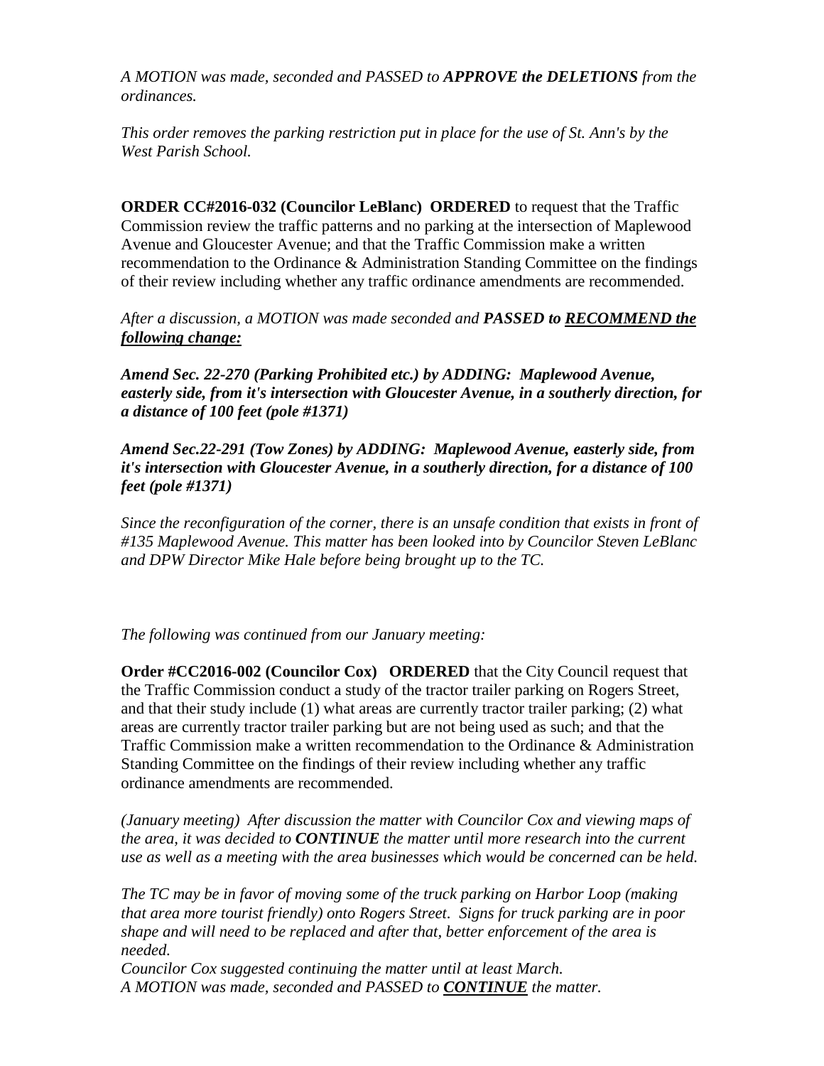*A MOTION was made, seconded and PASSED to **APPROVE the DELETIONS** from the ordinances.*

*This order removes the parking restriction put in place for the use of St. Ann's by the West Parish School.*

**ORDER CC#2016-032 (Councilor LeBlanc) ORDERED** to request that the Traffic Commission review the traffic patterns and no parking at the intersection of Maplewood Avenue and Gloucester Avenue; and that the Traffic Commission make a written recommendation to the Ordinance & Administration Standing Committee on the findings of their review including whether any traffic ordinance amendments are recommended.

*After a discussion, a MOTION was made seconded and **PASSED to <u>RECOMMEND the following change:</u>***

***Amend Sec. 22-270 (Parking Prohibited etc.) by ADDING: Maplewood Avenue, easterly side, from it's intersection with Gloucester Avenue, in a southerly direction, for a distance of 100 feet (pole #1371)***

***Amend Sec.22-291 (Tow Zones) by ADDING: Maplewood Avenue, easterly side, from it's intersection with Gloucester Avenue, in a southerly direction, for a distance of 100 feet (pole #1371)***

*Since the reconfiguration of the corner, there is an unsafe condition that exists in front of #135 Maplewood Avenue. This matter has been looked into by Councilor Steven LeBlanc and DPW Director Mike Hale before being brought up to the TC.*

*The following was continued from our January meeting:*

**Order #CC2016-002 (Councilor Cox) ORDERED** that the City Council request that the Traffic Commission conduct a study of the tractor trailer parking on Rogers Street, and that their study include (1) what areas are currently tractor trailer parking; (2) what areas are currently tractor trailer parking but are not being used as such; and that the Traffic Commission make a written recommendation to the Ordinance & Administration Standing Committee on the findings of their review including whether any traffic ordinance amendments are recommended.

*(January meeting) After discussion the matter with Councilor Cox and viewing maps of the area, it was decided to **CONTINUE** the matter until more research into the current use as well as a meeting with the area businesses which would be concerned can be held.*

*The TC may be in favor of moving some of the truck parking on Harbor Loop (making that area more tourist friendly) onto Rogers Street. Signs for truck parking are in poor shape and will need to be replaced and after that, better enforcement of the area is needed.*
*Councilor Cox suggested continuing the matter until at least March.*
*A MOTION was made, seconded and PASSED to **<u>CONTINUE</u>** the matter.*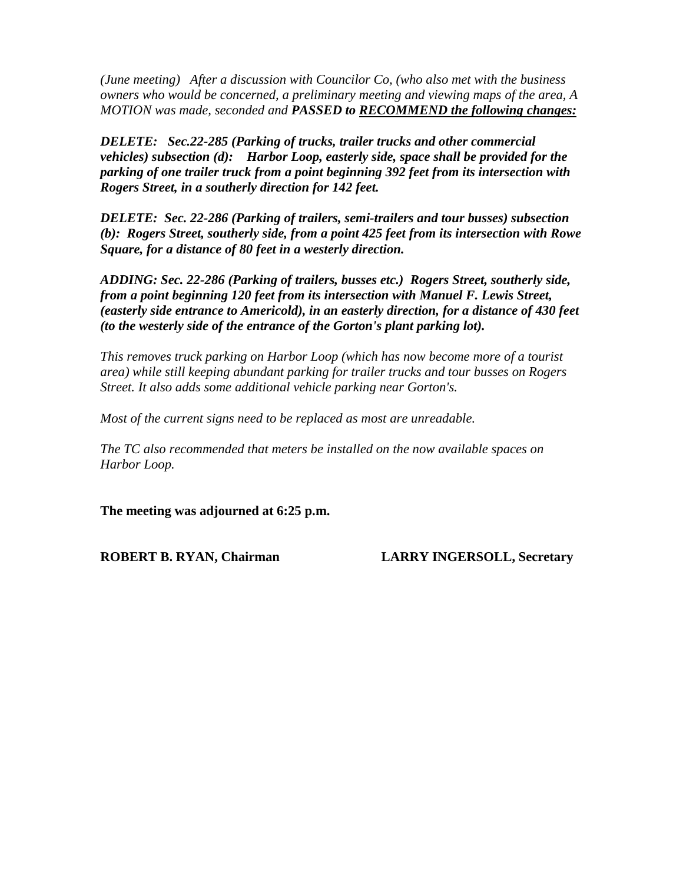*(June meeting)   After a discussion with Councilor Co, (who also met with the business owners who would be concerned, a preliminary meeting and viewing maps of the area, A MOTION was made, seconded and* ***PASSED to RECOMMEND the following changes:***

***DELETE:   Sec.22-285 (Parking of trucks, trailer trucks and other commercial vehicles) subsection (d):    Harbor Loop, easterly side, space shall be provided for the parking of one trailer truck from a point beginning 392 feet from its intersection with Rogers Street, in a southerly direction for 142 feet.***

***DELETE:  Sec. 22-286 (Parking of trailers, semi-trailers and tour busses) subsection (b):  Rogers Street, southerly side, from a point 425 feet from its intersection with Rowe Square, for a distance of 80 feet in a westerly direction.***

***ADDING: Sec. 22-286 (Parking of trailers, busses etc.)  Rogers Street, southerly side, from a point beginning 120 feet from its intersection with Manuel F. Lewis Street, (easterly side entrance to Americold), in an easterly direction, for a distance of 430 feet (to the westerly side of the entrance of the Gorton's plant parking lot).***

*This removes truck parking on Harbor Loop (which has now become more of a tourist area) while still keeping abundant parking for trailer trucks and tour busses on Rogers Street. It also adds some additional vehicle parking near Gorton's.*

*Most of the current signs need to be replaced as most are unreadable.*

*The TC also recommended that meters be installed on the now available spaces on Harbor Loop.*

**The meeting was adjourned at 6:25 p.m.**

**ROBERT B. RYAN, Chairman**                    **LARRY INGERSOLL, Secretary**